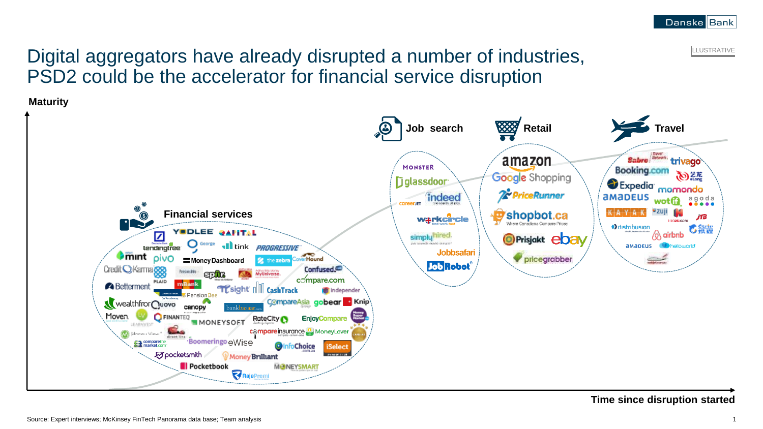ILLUSTRATIVE

# Digital aggregators have already disrupted a number of industries, PSD2 could be the accelerator for financial service disruption

**Maturity**

**Financial services**

YODLEE, KAPITAL, lendingtree, George, tink, PROGRESSIVE, mint, pivo, Money Dashboard, the zebra, CoverHound, Credit Karma, Spiir, Confused.com, PLAID, mBank, MyUniverse, compare.com, Betterment, PensionBee, Tsight, CashTrack, independer, wealthfront, Quovo, canopy, bankbazaar.com, CompareAsia, gobear, Knip, Moven, FINANTEQ, MONEYSOFT, RateCity, EnjoyCompare, LEARNVEST, Money View, compareinsurance, MoneyLover, comparethemarket.com, Boomeringo, eWise, InfoChoice, iSelect, pocketsmith, Money Brilliant, Pocketbook, MONEYSMART, RajaPremi

**Job search**

MONSTER, glassdoor, careerjet, indeed, workcircle, simplyhired, Jobbsafari, JobRobot

**Retail**

amazon, Google Shopping, PriceRunner, shopbot.ca, Prisjakt, ebay, pricegrabber

**Travel**

Sabre, Travel Network, trivago, Booking.com, eLong, Expedia, momondo, amadeus, wotif, agoda, KAYAK, zuji, JTB, distribusion, Ctrip, airbnb, amadeus, hellowolrd

**Time since disruption started**

Source: Expert interviews; McKinsey FinTech Panorama data base; Team analysis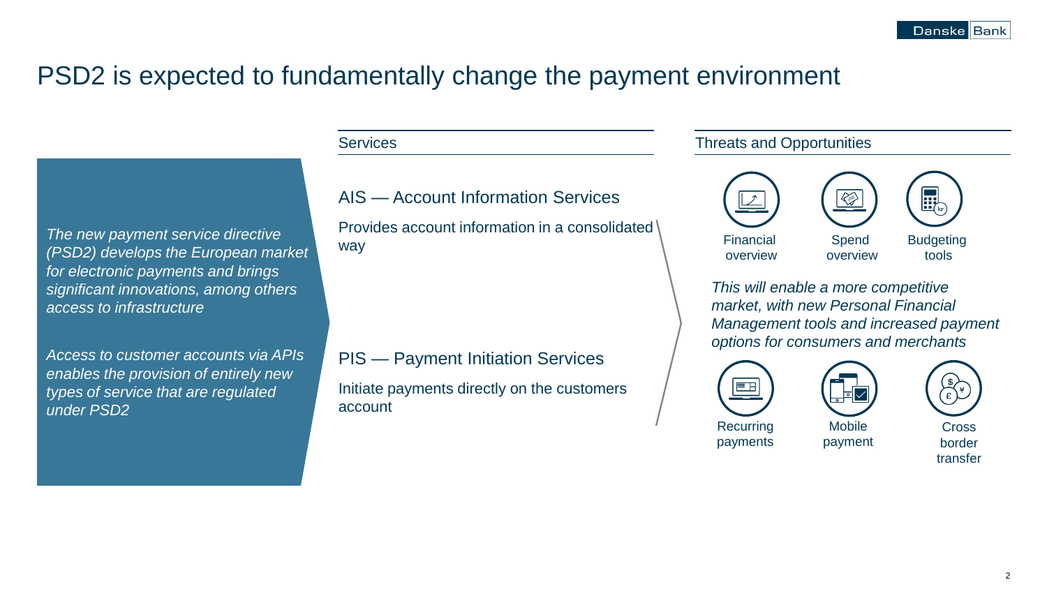# PSD2 is expected to fundamentally change the payment environment

*The new payment service directive (PSD2) develops the European market for electronic payments and brings significant innovations, among others access to infrastructure*

*Access to customer accounts via APIs enables the provision of entirely new types of service that are regulated under PSD2*

## Services

### AIS — Account Information Services

Provides account information in a consolidated way

### PIS — Payment Initiation Services

Initiate payments directly on the customers account

## Threats and Opportunities

- Financial overview
- Spend overview
- Budgeting tools

*This will enable a more competitive market, with new Personal Financial Management tools and increased payment options for consumers and merchants*

- Recurring payments
- Mobile payment
- Cross border transfer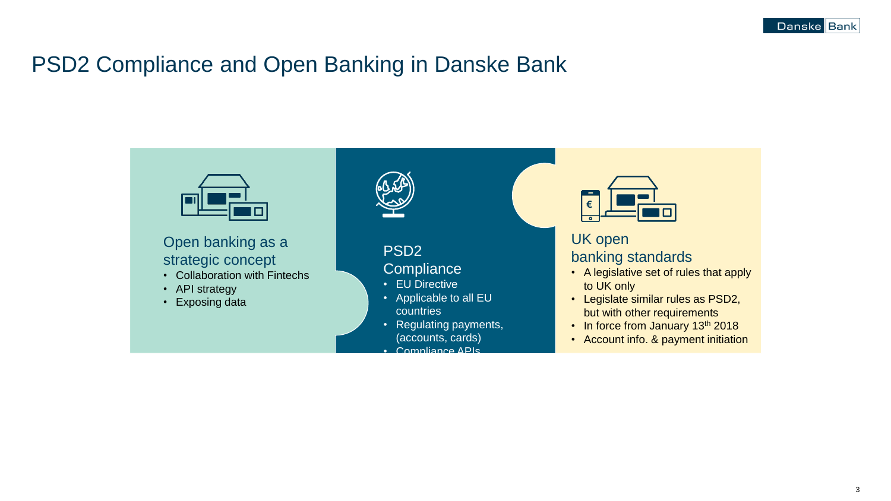# PSD2 Compliance and Open Banking in Danske Bank

## Open banking as a strategic concept

- Collaboration with Fintechs
- API strategy
- Exposing data

## PSD2 Compliance

- EU Directive
- Applicable to all EU countries
- Regulating payments, (accounts, cards)
- Compliance APIs

## UK open banking standards

- A legislative set of rules that apply to UK only
- Legislate similar rules as PSD2, but with other requirements
- In force from January 13th 2018
- Account info. & payment initiation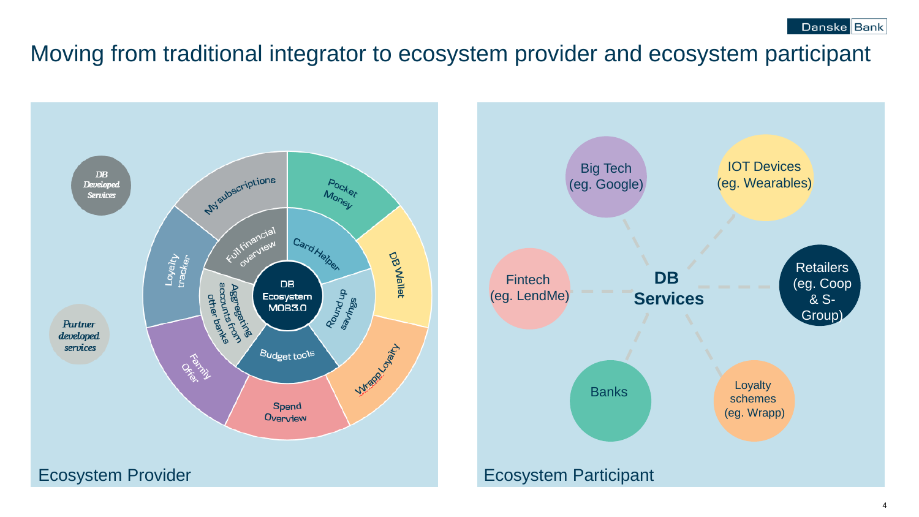# Moving from traditional integrator to ecosystem provider and ecosystem participant

## Ecosystem Provider

*DB Developed Services*

*Partner developed services*

DB Ecosystem MOB3.0

- Full financial overview
- Card Helper
- Round up savings
- Budget tools
- Aggregating accounts from other banks
- My subscriptions
- Pocket Money
- DB Wallet
- Wrapp Loyalty
- Spend Overview
- Family Offer
- Loyalty tracker

## Ecosystem Participant

**DB Services**

- Big Tech (eg. Google)
- IOT Devices (eg. Wearables)
- Fintech (eg. LendMe)
- Retailers (eg. Coop & S-Group)
- Banks
- Loyalty schemes (eg. Wrapp)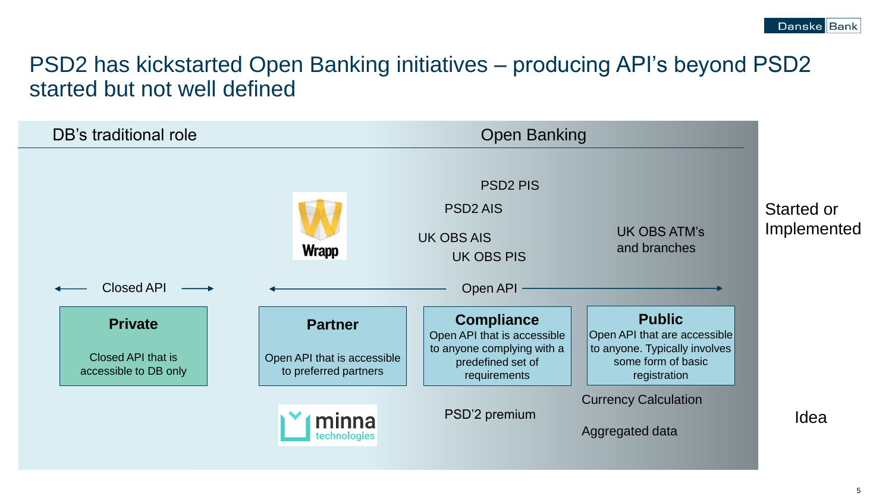# PSD2 has kickstarted Open Banking initiatives – producing API's beyond PSD2 started but not well defined

DB's traditional role

Open Banking

PSD2 PIS

PSD2 AIS

UK OBS AIS

UK OBS PIS

UK OBS ATM's and branches

Wrapp

Started or Implemented

Closed API

Open API

**Private**

Closed API that is accessible to DB only

**Partner**

Open API that is accessible to preferred partners

**Compliance**

Open API that is accessible to anyone complying with a predefined set of requirements

**Public**

Open API that are accessible to anyone. Typically involves some form of basic registration

minna technologies

PSD'2 premium

Currency Calculation

Aggregated data

Idea